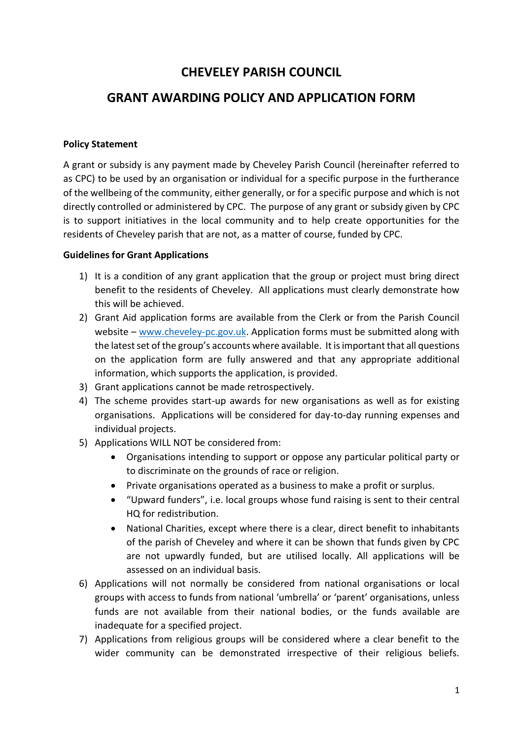# CHEVELEY PARISH COUNCIL

# GRANT AWARDING POLICY AND APPLICATION FORM

**Policy Statement**

A grant or subsidy is any payment made by Cheveley Parish Council (hereinafter referred to as CPC) to be used by an organisation or individual for a specific purpose in the furtherance of the wellbeing of the community, either generally, or for a specific purpose and which is not directly controlled or administered by CPC. The purpose of any grant or subsidy given by CPC is to support initiatives in the local community and to help create opportunities for the residents of Cheveley parish that are not, as a matter of course, funded by CPC.

**Guidelines for Grant Applications**

1) It is a condition of any grant application that the group or project must bring direct benefit to the residents of Cheveley. All applications must clearly demonstrate how this will be achieved.
2) Grant Aid application forms are available from the Clerk or from the Parish Council website – www.cheveley-pc.gov.uk. Application forms must be submitted along with the latest set of the group's accounts where available. It is important that all questions on the application form are fully answered and that any appropriate additional information, which supports the application, is provided.
3) Grant applications cannot be made retrospectively.
4) The scheme provides start-up awards for new organisations as well as for existing organisations. Applications will be considered for day-to-day running expenses and individual projects.
5) Applications WILL NOT be considered from:
   - Organisations intending to support or oppose any particular political party or to discriminate on the grounds of race or religion.
   - Private organisations operated as a business to make a profit or surplus.
   - "Upward funders", i.e. local groups whose fund raising is sent to their central HQ for redistribution.
   - National Charities, except where there is a clear, direct benefit to inhabitants of the parish of Cheveley and where it can be shown that funds given by CPC are not upwardly funded, but are utilised locally. All applications will be assessed on an individual basis.
6) Applications will not normally be considered from national organisations or local groups with access to funds from national 'umbrella' or 'parent' organisations, unless funds are not available from their national bodies, or the funds available are inadequate for a specified project.
7) Applications from religious groups will be considered where a clear benefit to the wider community can be demonstrated irrespective of their religious beliefs.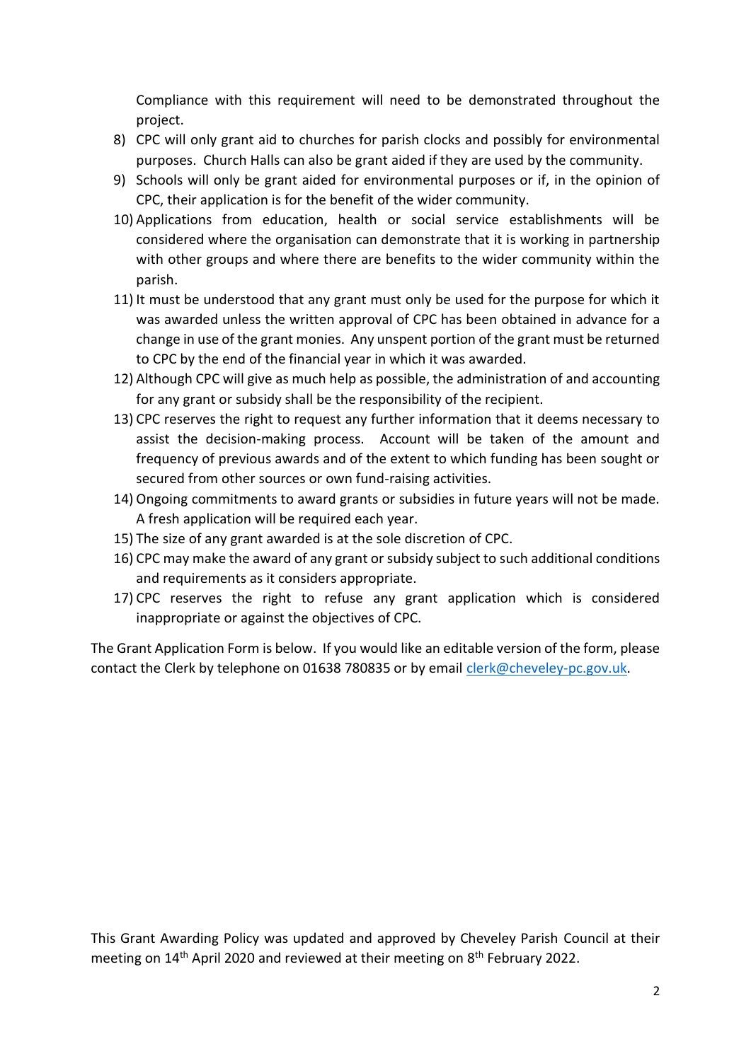Compliance with this requirement will need to be demonstrated throughout the project.

8) CPC will only grant aid to churches for parish clocks and possibly for environmental purposes. Church Halls can also be grant aided if they are used by the community.
9) Schools will only be grant aided for environmental purposes or if, in the opinion of CPC, their application is for the benefit of the wider community.
10) Applications from education, health or social service establishments will be considered where the organisation can demonstrate that it is working in partnership with other groups and where there are benefits to the wider community within the parish.
11) It must be understood that any grant must only be used for the purpose for which it was awarded unless the written approval of CPC has been obtained in advance for a change in use of the grant monies. Any unspent portion of the grant must be returned to CPC by the end of the financial year in which it was awarded.
12) Although CPC will give as much help as possible, the administration of and accounting for any grant or subsidy shall be the responsibility of the recipient.
13) CPC reserves the right to request any further information that it deems necessary to assist the decision-making process. Account will be taken of the amount and frequency of previous awards and of the extent to which funding has been sought or secured from other sources or own fund-raising activities.
14) Ongoing commitments to award grants or subsidies in future years will not be made. A fresh application will be required each year.
15) The size of any grant awarded is at the sole discretion of CPC.
16) CPC may make the award of any grant or subsidy subject to such additional conditions and requirements as it considers appropriate.
17) CPC reserves the right to refuse any grant application which is considered inappropriate or against the objectives of CPC.

The Grant Application Form is below. If you would like an editable version of the form, please contact the Clerk by telephone on 01638 780835 or by email clerk@cheveley-pc.gov.uk.

This Grant Awarding Policy was updated and approved by Cheveley Parish Council at their meeting on 14th April 2020 and reviewed at their meeting on 8th February 2022.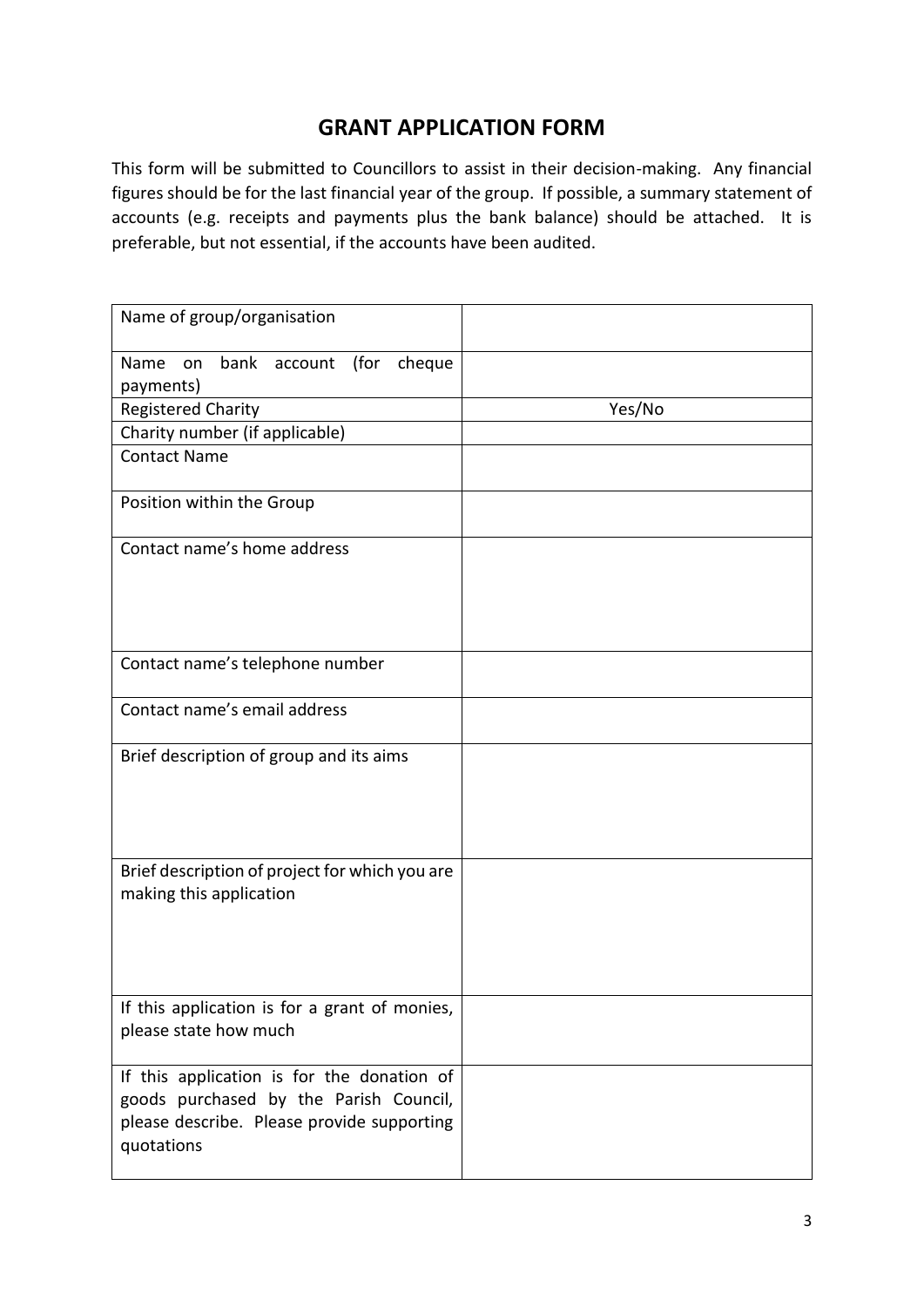## GRANT APPLICATION FORM

This form will be submitted to Councillors to assist in their decision-making. Any financial figures should be for the last financial year of the group. If possible, a summary statement of accounts (e.g. receipts and payments plus the bank balance) should be attached. It is preferable, but not essential, if the accounts have been audited.

| | |
|---|---|
| Name of group/organisation | |
| Name on bank account (for cheque payments) | |
| Registered Charity | Yes/No |
| Charity number (if applicable) | |
| Contact Name | |
| Position within the Group | |
| Contact name's home address | |
| Contact name's telephone number | |
| Contact name's email address | |
| Brief description of group and its aims | |
| Brief description of project for which you are making this application | |
| If this application is for a grant of monies, please state how much | |
| If this application is for the donation of goods purchased by the Parish Council, please describe. Please provide supporting quotations | |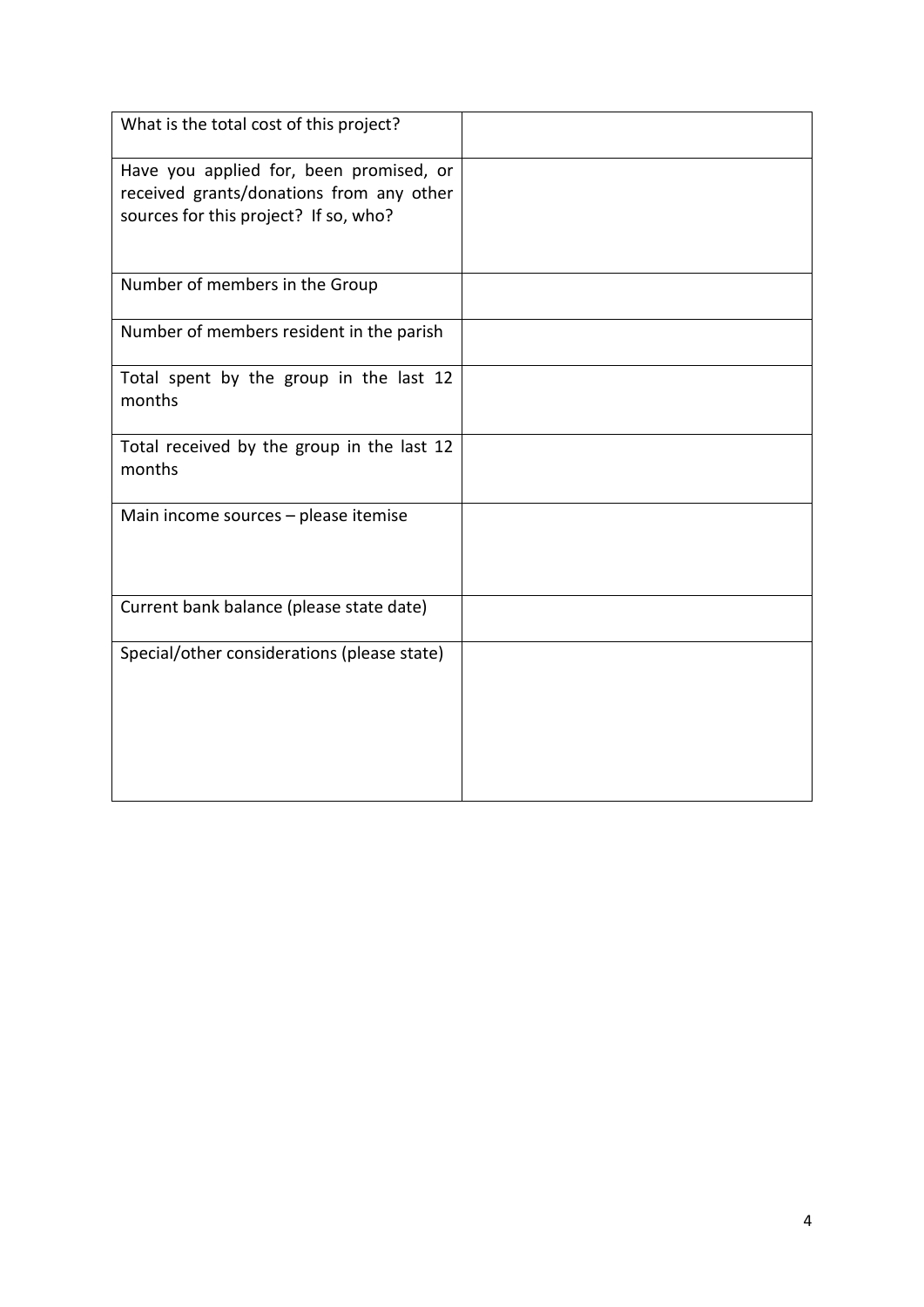| | |
|---|---|
| What is the total cost of this project? | |
| Have you applied for, been promised, or received grants/donations from any other sources for this project? If so, who? | |
| Number of members in the Group | |
| Number of members resident in the parish | |
| Total spent by the group in the last 12 months | |
| Total received by the group in the last 12 months | |
| Main income sources – please itemise | |
| Current bank balance (please state date) | |
| Special/other considerations (please state) | |